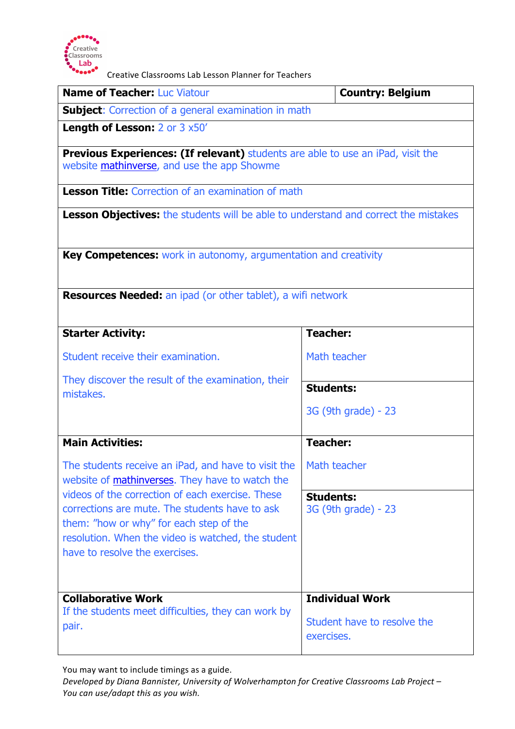Creative Classrooms Lab

Creative Classrooms Lab Lesson Planner for Teachers

| **Name of Teacher:** Luc Viatour | **Country: Belgium** |
|---|---|
| **Subject**: Correction of a general examination in math | |
| **Length of Lesson:** 2 or 3 x50' | |
| **Previous Experiences: (If relevant)** students are able to use an iPad, visit the website mathinverse, and use the app Showme | |
| **Lesson Title:** Correction of an examination of math | |
| **Lesson Objectives:** the students will be able to understand and correct the mistakes | |
| **Key Competences:** work in autonomy, argumentation and creativity | |
| **Resources Needed:** an ipad (or other tablet), a wifi network | |
| **Starter Activity:**<br><br>Student receive their examination.<br><br>They discover the result of the examination, their mistakes. | **Teacher:**<br><br>Math teacher<br><br>**Students:**<br><br>3G (9th grade) - 23 |
| **Main Activities:**<br><br>The students receive an iPad, and have to visit the website of mathinverses. They have to watch the videos of the correction of each exercise. These corrections are mute. The students have to ask them: "how or why" for each step of the resolution. When the video is watched, the student have to resolve the exercises. | **Teacher:**<br><br>Math teacher<br><br>**Students:**<br>3G (9th grade) - 23 |
| **Collaborative Work**<br>If the students meet difficulties, they can work by pair. | **Individual Work**<br><br>Student have to resolve the exercises. |

You may want to include timings as a guide.

*Developed by Diana Bannister, University of Wolverhampton for Creative Classrooms Lab Project – You can use/adapt this as you wish.*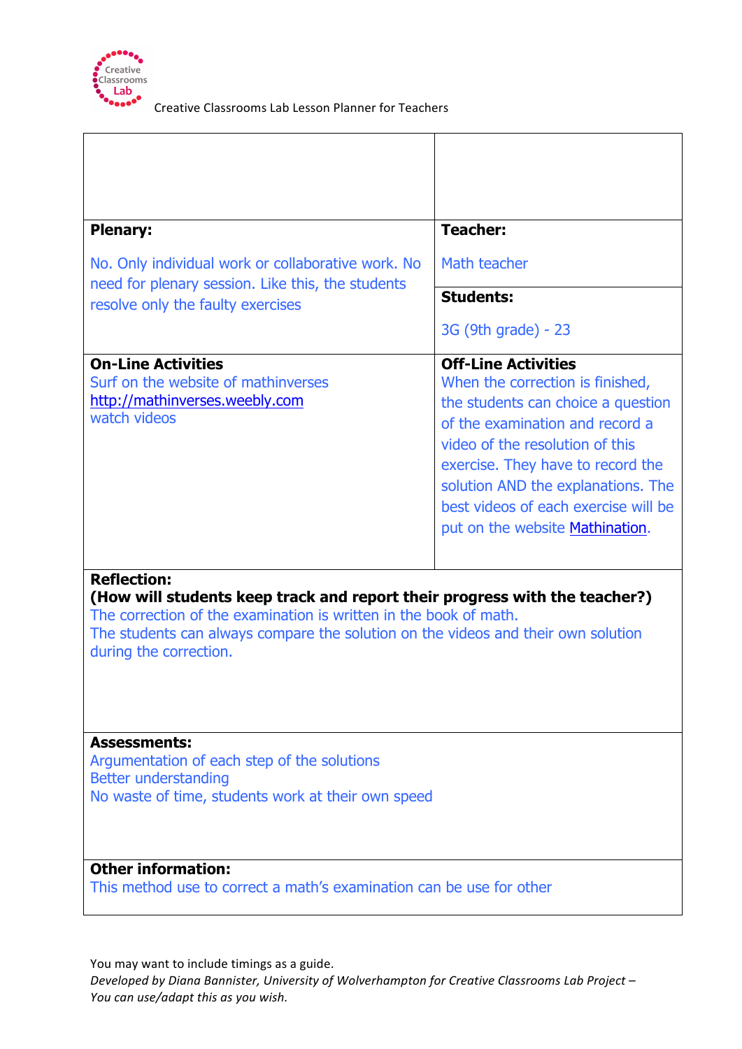Creative Classrooms Lab Lesson Planner for Teachers

| | |
|---|---|
| | |
| **Plenary:**<br><br>No. Only individual work or collaborative work. No need for plenary session. Like this, the students resolve only the faulty exercises | **Teacher:**<br><br>Math teacher<br><br>**Students:**<br><br>3G (9th grade) - 23 |
| **On-Line Activities**<br>Surf on the website of mathinverses<br>http://mathinverses.weebly.com<br>watch videos | **Off-Line Activities**<br>When the correction is finished, the students can choice a question of the examination and record a video of the resolution of this exercise. They have to record the solution AND the explanations. The best videos of each exercise will be put on the website Mathination. |

**Reflection:**
**(How will students keep track and report their progress with the teacher?)**
The correction of the examination is written in the book of math.
The students can always compare the solution on the videos and their own solution during the correction.

**Assessments:**
Argumentation of each step of the solutions
Better understanding
No waste of time, students work at their own speed

**Other information:**
This method use to correct a math's examination can be use for other

You may want to include timings as a guide.
*Developed by Diana Bannister, University of Wolverhampton for Creative Classrooms Lab Project – You can use/adapt this as you wish.*